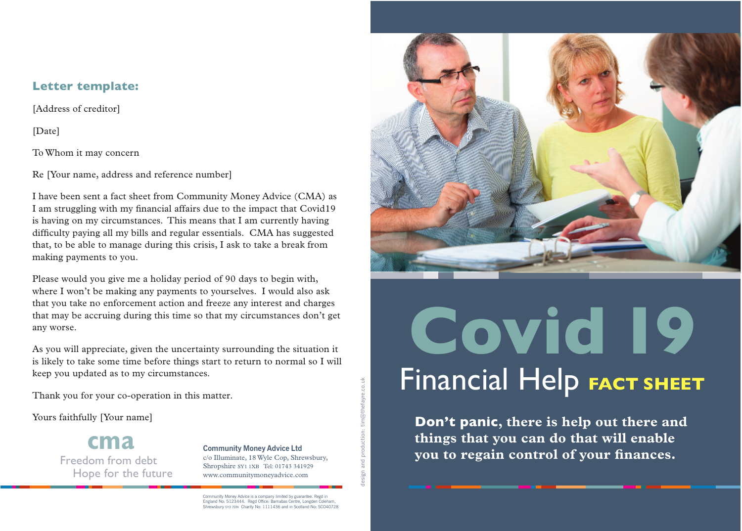## Letter template:

[Address of creditor]

[Date]

To Whom it may concern

Re [Your name, address and reference number]

I have been sent a fact sheet from Community Money Advice (CMA) as I am struggling with my financial affairs due to the impact that Covid19 is having on my circumstances. This means that I am currently having difficulty paying all my bills and regular essentials. CMA has suggested that, to be able to manage during this crisis, I ask to take a break from making payments to you.

Please would you give me a holiday period of 90 days to begin with, where I won't be making any payments to yourselves. I would also ask that you take no enforcement action and freeze any interest and charges that may be accruing during this time so that my circumstances don't get any worse.

As you will appreciate, given the uncertainty surrounding the situation it is likely to take some time before things start to return to normal so I will keep you updated as to my circumstances.

Thank you for your co-operation in this matter.

Yours faithfully [Your name]

**cma**
Freedom from debt
Hope for the future

**Community Money Advice Ltd**
c/o Illuminate, 18 Wyle Cop, Shrewsbury, Shropshire SY1 1XB Tel: 01743 341929
www.communitymoneyadvice.com

Community Money Advice is a company limited by guarantee. Regd in England No: 5123444. Regd Office: Barnabas Centre, Longden Coleham, Shrewsbury SY3 7DN Charity No: 1111436 and in Scotland No: SC040728

design and production: tim@thefayre.co.uk

# Covid 19

## Financial Help FACT SHEET

**Don't panic, there is help out there and things that you can do that will enable you to regain control of your finances.**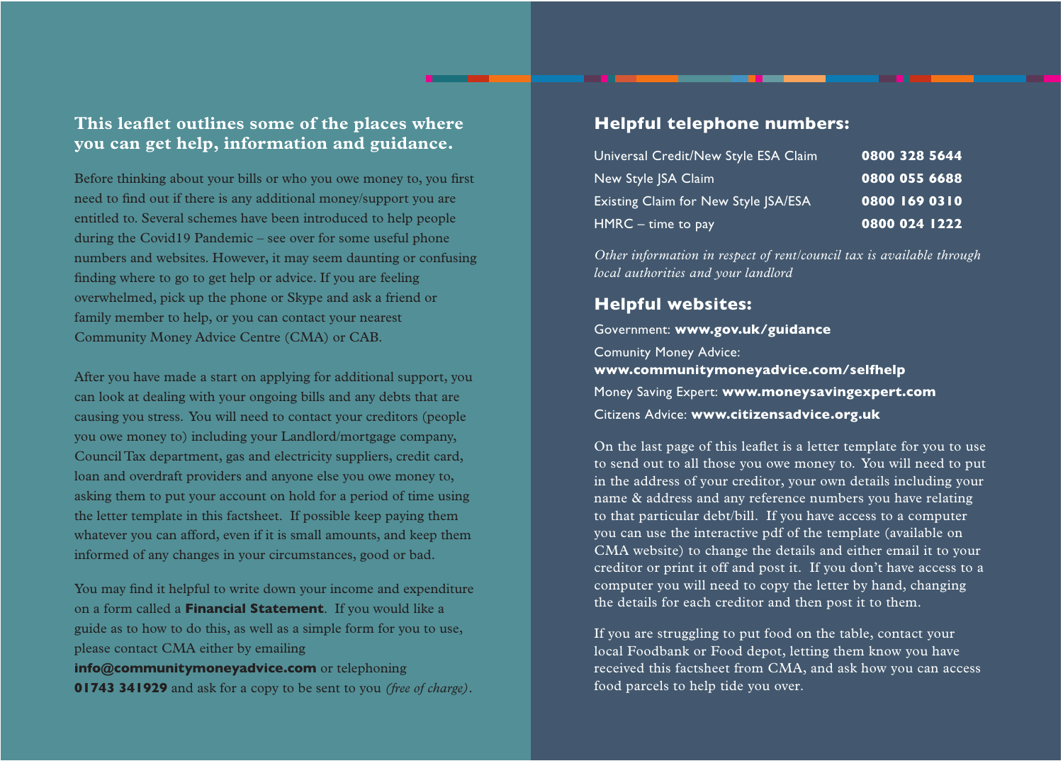## This leaflet outlines some of the places where you can get help, information and guidance.

Before thinking about your bills or who you owe money to, you first need to find out if there is any additional money/support you are entitled to. Several schemes have been introduced to help people during the Covid19 Pandemic – see over for some useful phone numbers and websites. However, it may seem daunting or confusing finding where to go to get help or advice. If you are feeling overwhelmed, pick up the phone or Skype and ask a friend or family member to help, or you can contact your nearest Community Money Advice Centre (CMA) or CAB.

After you have made a start on applying for additional support, you can look at dealing with your ongoing bills and any debts that are causing you stress. You will need to contact your creditors (people you owe money to) including your Landlord/mortgage company, Council Tax department, gas and electricity suppliers, credit card, loan and overdraft providers and anyone else you owe money to, asking them to put your account on hold for a period of time using the letter template in this factsheet. If possible keep paying them whatever you can afford, even if it is small amounts, and keep them informed of any changes in your circumstances, good or bad.

You may find it helpful to write down your income and expenditure on a form called a **Financial Statement**. If you would like a guide as to how to do this, as well as a simple form for you to use, please contact CMA either by emailing **info@communitymoneyadvice.com** or telephoning **01743 341929** and ask for a copy to be sent to you *(free of charge)*.

## Helpful telephone numbers:

| | |
|---|---|
| Universal Credit/New Style ESA Claim | **0800 328 5644** |
| New Style JSA Claim | **0800 055 6688** |
| Existing Claim for New Style JSA/ESA | **0800 169 0310** |
| HMRC – time to pay | **0800 024 1222** |

*Other information in respect of rent/council tax is available through local authorities and your landlord*

## Helpful websites:

Government: **www.gov.uk/guidance**

Comunity Money Advice: **www.communitymoneyadvice.com/selfhelp**

Money Saving Expert: **www.moneysavingexpert.com**

Citizens Advice: **www.citizensadvice.org.uk**

On the last page of this leaflet is a letter template for you to use to send out to all those you owe money to. You will need to put in the address of your creditor, your own details including your name & address and any reference numbers you have relating to that particular debt/bill. If you have access to a computer you can use the interactive pdf of the template (available on CMA website) to change the details and either email it to your creditor or print it off and post it. If you don't have access to a computer you will need to copy the letter by hand, changing the details for each creditor and then post it to them.

If you are struggling to put food on the table, contact your local Foodbank or Food depot, letting them know you have received this factsheet from CMA, and ask how you can access food parcels to help tide you over.